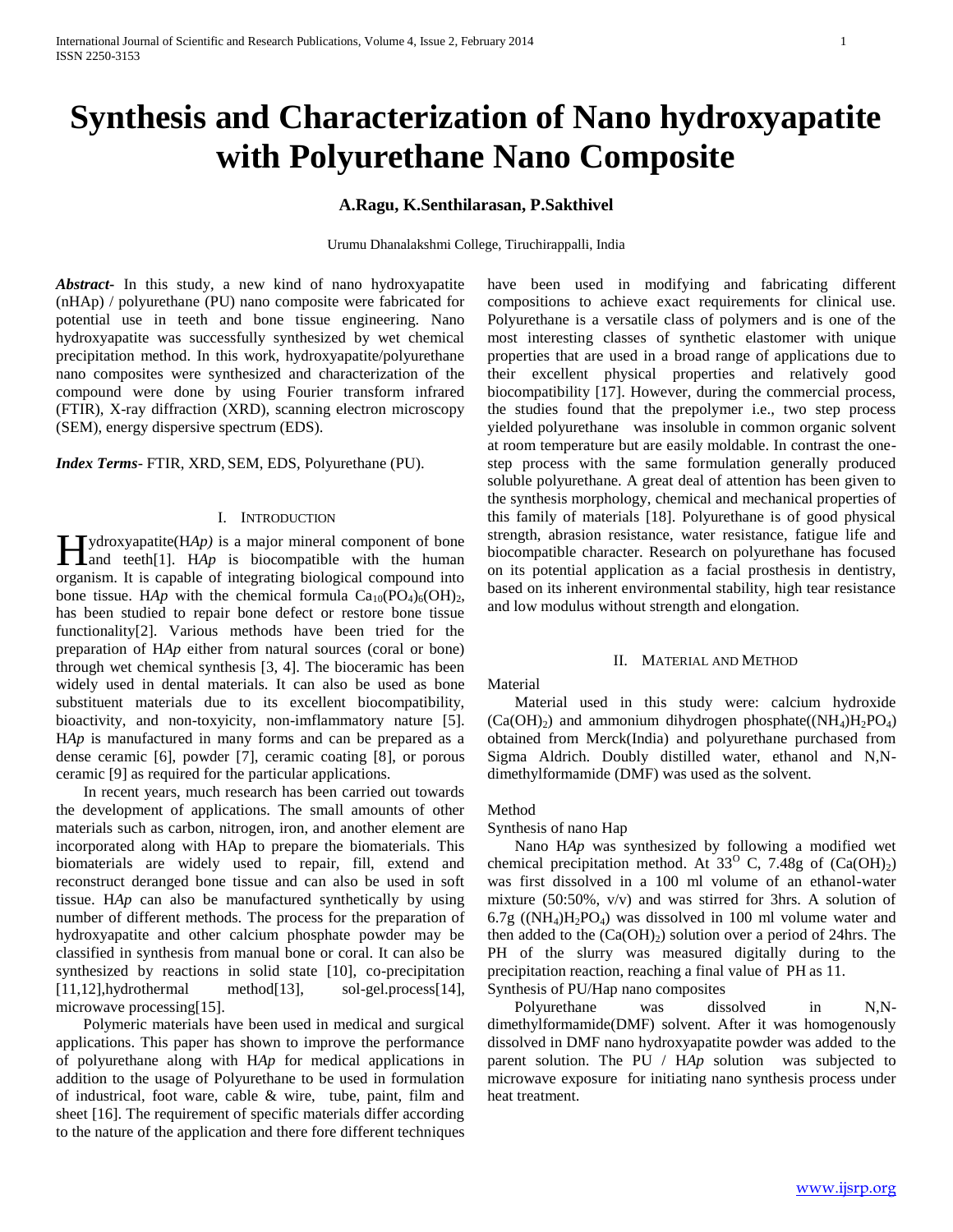# Synthesis and Characterization of Nano hydroxyapatite with Polyurethane Nano Composite

**A.Ragu, K.Senthilarasan, P.Sakthivel**

Urumu Dhanalakshmi College, Tiruchirappalli, India

***Abstract***- In this study, a new kind of nano hydroxyapatite (nHAp) / polyurethane (PU) nano composite were fabricated for potential use in teeth and bone tissue engineering. Nano hydroxyapatite was successfully synthesized by wet chemical precipitation method. In this work, hydroxyapatite/polyurethane nano composites were synthesized and characterization of the compound were done by using Fourier transform infrared (FTIR), X-ray diffraction (XRD), scanning electron microscopy (SEM), energy dispersive spectrum (EDS).

***Index Terms***- FTIR, XRD, SEM, EDS, Polyurethane (PU).

## I. Introduction

Hydroxyapatite(H*Ap)* is a major mineral component of bone and teeth[1]. H*Ap* is biocompatible with the human organism. It is capable of integrating biological compound into bone tissue. H*Ap* with the chemical formula $Ca_{10}(PO_4)_6(OH)_2$, has been studied to repair bone defect or restore bone tissue functionality[2]. Various methods have been tried for the preparation of H*Ap* either from natural sources (coral or bone) through wet chemical synthesis [3, 4]. The bioceramic has been widely used in dental materials. It can also be used as bone substituent materials due to its excellent biocompatibility, bioactivity, and non-toxicity, non-imflammatory nature [5]. H*Ap* is manufactured in many forms and can be prepared as a dense ceramic [6], powder [7], ceramic coating [8], or porous ceramic [9] as required for the particular applications.

In recent years, much research has been carried out towards the development of applications. The small amounts of other materials such as carbon, nitrogen, iron, and another element are incorporated along with HAp to prepare the biomaterials. This biomaterials are widely used to repair, fill, extend and reconstruct deranged bone tissue and can also be used in soft tissue. H*Ap* can also be manufactured synthetically by using number of different methods. The process for the preparation of hydroxyapatite and other calcium phosphate powder may be classified in synthesis from manual bone or coral. It can also be synthesized by reactions in solid state [10], co-precipitation [11,12],hydrothermal method[13], sol-gel.process[14], microwave processing[15].

Polymeric materials have been used in medical and surgical applications. This paper has shown to improve the performance of polyurethane along with H*Ap* for medical applications in addition to the usage of Polyurethane to be used in formulation of industrial, foot ware, cable & wire, tube, paint, film and sheet [16]. The requirement of specific materials differ according to the nature of the application and there fore different techniques have been used in modifying and fabricating different compositions to achieve exact requirements for clinical use. Polyurethane is a versatile class of polymers and is one of the most interesting classes of synthetic elastomer with unique properties that are used in a broad range of applications due to their excellent physical properties and relatively good biocompatibility [17]. However, during the commercial process, the studies found that the prepolymer i.e., two step process yielded polyurethane was insoluble in common organic solvent at room temperature but are easily moldable. In contrast the one-step process with the same formulation generally produced soluble polyurethane. A great deal of attention has been given to the synthesis morphology, chemical and mechanical properties of this family of materials [18]. Polyurethane is of good physical strength, abrasion resistance, water resistance, fatigue life and biocompatible character. Research on polyurethane has focused on its potential application as a facial prosthesis in dentistry, based on its inherent environmental stability, high tear resistance and low modulus without strength and elongation.

## II. Material and Method

### Material

Material used in this study were: calcium hydroxide ($Ca(OH)_2$) and ammonium dihydrogen phosphate($(NH_4)H_2PO_4$) obtained from Merck(India) and polyurethane purchased from Sigma Aldrich. Doubly distilled water, ethanol and N,N-dimethylformamide (DMF) was used as the solvent.

### Method

#### Synthesis of nano Hap

Nano H*Ap* was synthesized by following a modified wet chemical precipitation method. At $33^{O}$ C, 7.48g of ($Ca(OH)_2$) was first dissolved in a 100 ml volume of an ethanol-water mixture (50:50%, v/v) and was stirred for 3hrs. A solution of 6.7g ($(NH_4)H_2PO_4$) was dissolved in 100 ml volume water and then added to the ($Ca(OH)_2$) solution over a period of 24hrs. The PH of the slurry was measured digitally during to the precipitation reaction, reaching a final value of PH as 11.

#### Synthesis of PU/Hap nano composites

Polyurethane was dissolved in N,N-dimethylformamide(DMF) solvent. After it was homogenously dissolved in DMF nano hydroxyapatite powder was added to the parent solution. The PU / H*Ap* solution was subjected to microwave exposure for initiating nano synthesis process under heat treatment.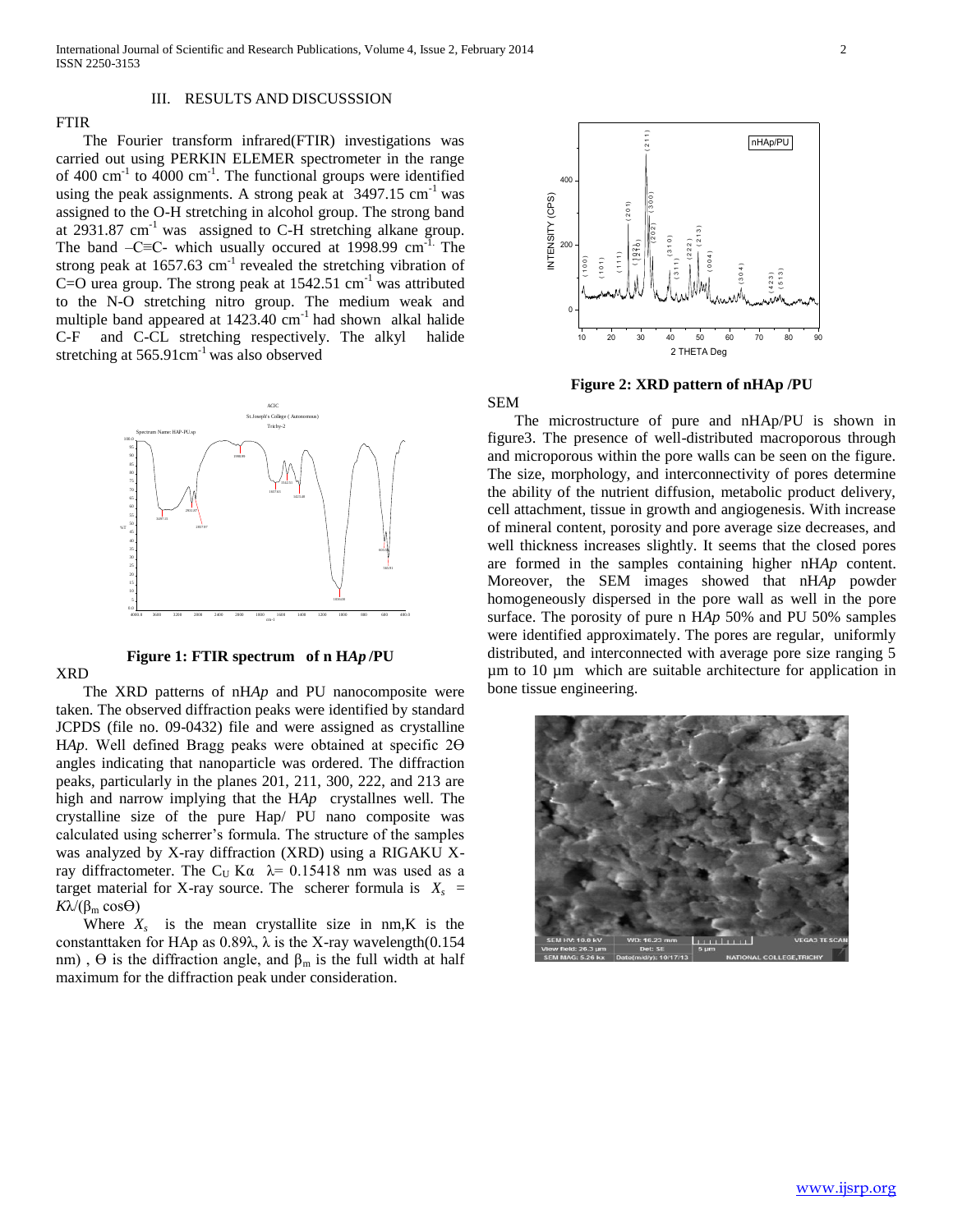## III. RESULTS AND DISCUSSSION

### FTIR

The Fourier transform infrared(FTIR) investigations was carried out using PERKIN ELEMER spectrometer in the range of 400 $cm^{-1}$ to 4000 $cm^{-1}$. The functional groups were identified using the peak assignments. A strong peak at 3497.15 $cm^{-1}$ was assigned to the O-H stretching in alcohol group. The strong band at 2931.87 $cm^{-1}$ was assigned to C-H stretching alkane group. The band –C≡C- which usually occured at 1998.99 $cm^{-1}$. The strong peak at 1657.63 $cm^{-1}$ revealed the stretching vibration of C=O urea group. The strong peak at 1542.51 $cm^{-1}$ was attributed to the N-O stretching nitro group. The medium weak and multiple band appeared at 1423.40 $cm^{-1}$ had shown alkal halide C-F and C-CL stretching respectively. The alkyl halide stretching at 565.91$cm^{-1}$ was also observed

**Figure 1: FTIR spectrum of n H*Ap* /PU**

### XRD

The XRD patterns of nH*Ap* and PU nanocomposite were taken. The observed diffraction peaks were identified by standard JCPDS (file no. 09-0432) file and were assigned as crystalline H*Ap*. Well defined Bragg peaks were obtained at specific 2Θ angles indicating that nanoparticle was ordered. The diffraction peaks, particularly in the planes 201, 211, 300, 222, and 213 are high and narrow implying that the H*Ap* crystallnes well. The crystalline size of the pure Hap/ PU nano composite was calculated using scherrer's formula. The structure of the samples was analyzed by X-ray diffraction (XRD) using a RIGAKU X-ray diffractometer. The $C_U$ Kα λ= 0.15418 nm was used as a target material for X-ray source. The scherer formula is $X_s = K\lambda/(\beta_m \cos\Theta)$

Where $X_s$ is the mean crystallite size in nm,K is the constanttaken for HAp as 0.89λ, λ is the X-ray wavelength(0.154 nm) , Θ is the diffraction angle, and $\beta_m$ is the full width at half maximum for the diffraction peak under consideration.

**Figure 2: XRD pattern of nHAp /PU**

### SEM

The microstructure of pure and nHAp/PU is shown in figure3. The presence of well-distributed macroporous through and microporous within the pore walls can be seen on the figure. The size, morphology, and interconnectivity of pores determine the ability of the nutrient diffusion, metabolic product delivery, cell attachment, tissue in growth and angiogenesis. With increase of mineral content, porosity and pore average size decreases, and well thickness increases slightly. It seems that the closed pores are formed in the samples containing higher nH*Ap* content. Moreover, the SEM images showed that nH*Ap* powder homogeneously dispersed in the pore wall as well in the pore surface. The porosity of pure n H*Ap* 50% and PU 50% samples were identified approximately. The pores are regular, uniformly distributed, and interconnected with average pore size ranging 5 µm to 10 µm which are suitable architecture for application in bone tissue engineering.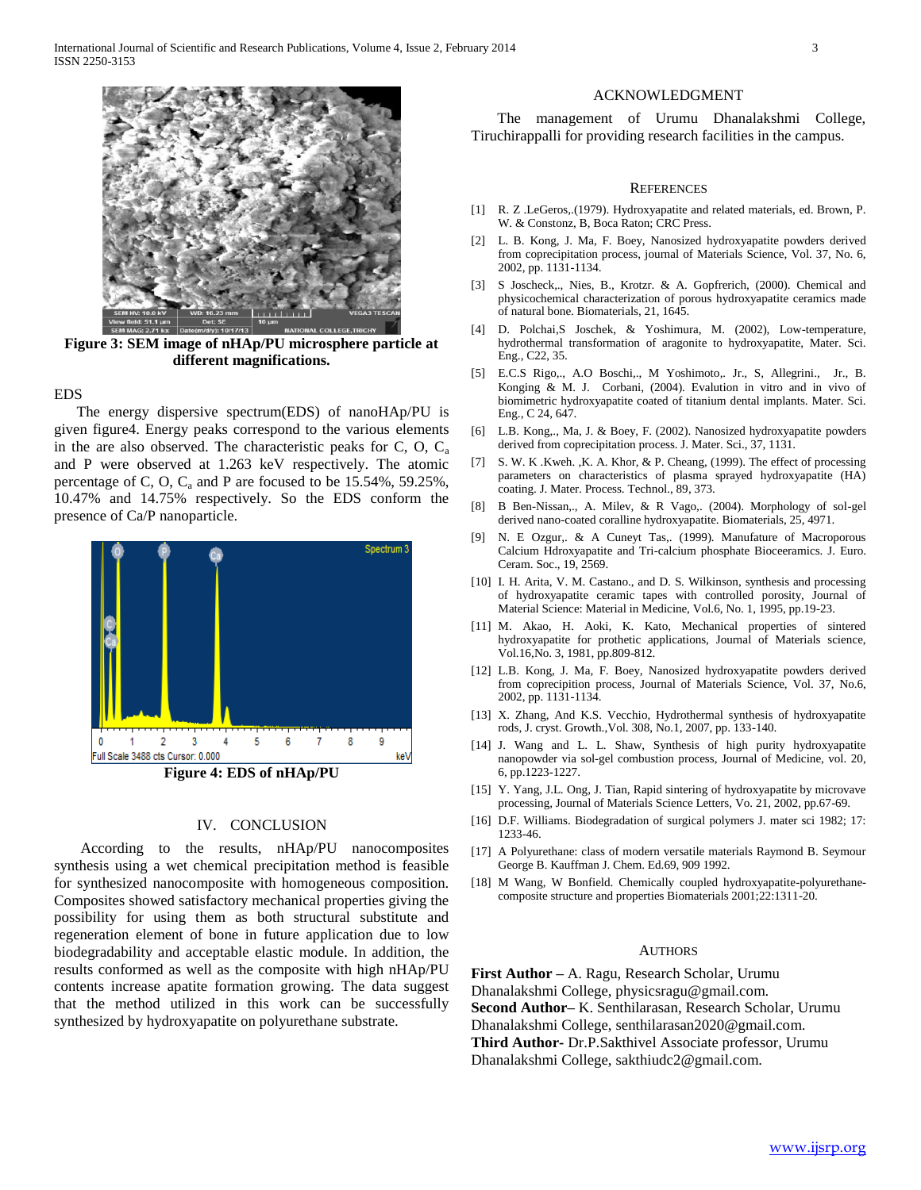**Figure 3: SEM image of nHAp/PU microsphere particle at different magnifications.**

EDS

The energy dispersive spectrum(EDS) of nanoHAp/PU is given figure4. Energy peaks correspond to the various elements in the are also observed. The characteristic peaks for C, O, $C_a$ and P were observed at 1.263 keV respectively. The atomic percentage of C, O, $C_a$ and P are focused to be 15.54%, 59.25%, 10.47% and 14.75% respectively. So the EDS conform the presence of Ca/P nanoparticle.

**Figure 4: EDS of nHAp/PU**

## IV. CONCLUSION

According to the results, nHAp/PU nanocomposites synthesis using a wet chemical precipitation method is feasible for synthesized nanocomposite with homogeneous composition. Composites showed satisfactory mechanical properties giving the possibility for using them as both structural substitute and regeneration element of bone in future application due to low biodegradability and acceptable elastic module. In addition, the results conformed as well as the composite with high nHAp/PU contents increase apatite formation growing. The data suggest that the method utilized in this work can be successfully synthesized by hydroxyapatite on polyurethane substrate.

## ACKNOWLEDGMENT

The management of Urumu Dhanalakshmi College, Tiruchirappalli for providing research facilities in the campus.

## REFERENCES

[1] R. Z .LeGeros,.(1979). Hydroxyapatite and related materials, ed. Brown, P. W. & Constonz, B, Boca Raton; CRC Press.

[2] L. B. Kong, J. Ma, F. Boey, Nanosized hydroxyapatite powders derived from coprecipitation process, journal of Materials Science, Vol. 37, No. 6, 2002, pp. 1131-1134.

[3] S Joscheck,., Nies, B., Krotzr. & A. Gopfrerich, (2000). Chemical and physicochemical characterization of porous hydroxyapatite ceramics made of natural bone. Biomaterials, 21, 1645.

[4] D. Polchai,S Joschek, & Yoshimura, M. (2002), Low-temperature, hydrothermal transformation of aragonite to hydroxyapatite, Mater. Sci. Eng., C22, 35.

[5] E.C.S Rigo,., A.O Boschi,., M Yoshimoto,. Jr., S, Allegrini., Jr., B. Konging & M. J. Corbani, (2004). Evalution in vitro and in vivo of biomimetric hydroxyapatite coated of titanium dental implants. Mater. Sci. Eng., C 24, 647.

[6] L.B. Kong,., Ma, J. & Boey, F. (2002). Nanosized hydroxyapatite powders derived from coprecipitation process. J. Mater. Sci., 37, 1131.

[7] S. W. K .Kweh. ,K. A. Khor, & P. Cheang, (1999). The effect of processing parameters on characteristics of plasma sprayed hydroxyapatite (HA) coating. J. Mater. Process. Technol., 89, 373.

[8] B Ben-Nissan,., A. Milev, & R Vago,. (2004). Morphology of sol-gel derived nano-coated coralline hydroxyapatite. Biomaterials, 25, 4971.

[9] N. E Ozgur,. & A Cuneyt Tas,. (1999). Manufature of Macroporous Calcium Hdroxyapatite and Tri-calcium phosphate Bioceeramics. J. Euro. Ceram. Soc., 19, 2569.

[10] I. H. Arita, V. M. Castano., and D. S. Wilkinson, synthesis and processing of hydroxyapatite ceramic tapes with controlled porosity, Journal of Material Science: Material in Medicine, Vol.6, No. 1, 1995, pp.19-23.

[11] M. Akao, H. Aoki, K. Kato, Mechanical properties of sintered hydroxyapatite for prothetic applications, Journal of Materials science, Vol.16,No. 3, 1981, pp.809-812.

[12] L.B. Kong, J. Ma, F. Boey, Nanosized hydroxyapatite powders derived from coprecipition process, Journal of Materials Science, Vol. 37, No.6, 2002, pp. 1131-1134.

[13] X. Zhang, And K.S. Vecchio, Hydrothermal synthesis of hydroxyapatite rods, J. cryst. Growth.,Vol. 308, No.1, 2007, pp. 133-140.

[14] J. Wang and L. L. Shaw, Synthesis of high purity hydroxyapatite nanopowder via sol-gel combustion process, Journal of Medicine, vol. 20, 6, pp.1223-1227.

[15] Y. Yang, J.L. Ong, J. Tian, Rapid sintering of hydroxyapatite by microvave processing, Journal of Materials Science Letters, Vo. 21, 2002, pp.67-69.

[16] D.F. Williams. Biodegradation of surgical polymers J. mater sci 1982; 17: 1233-46.

[17] A Polyurethane: class of modern versatile materials Raymond B. Seymour George B. Kauffman J. Chem. Ed.69, 909 1992.

[18] M Wang, W Bonfield. Chemically coupled hydroxyapatite-polyurethane-composite structure and properties Biomaterials 2001;22:1311-20.

## AUTHORS

**First Author** – A. Ragu, Research Scholar, Urumu Dhanalakshmi College, physicsragu@gmail.com.

**Second Author**– K. Senthilarasan, Research Scholar, Urumu Dhanalakshmi College, senthilarasan2020@gmail.com.

**Third Author**- Dr.P.Sakthivel Associate professor, Urumu Dhanalakshmi College, sakthiudc2@gmail.com.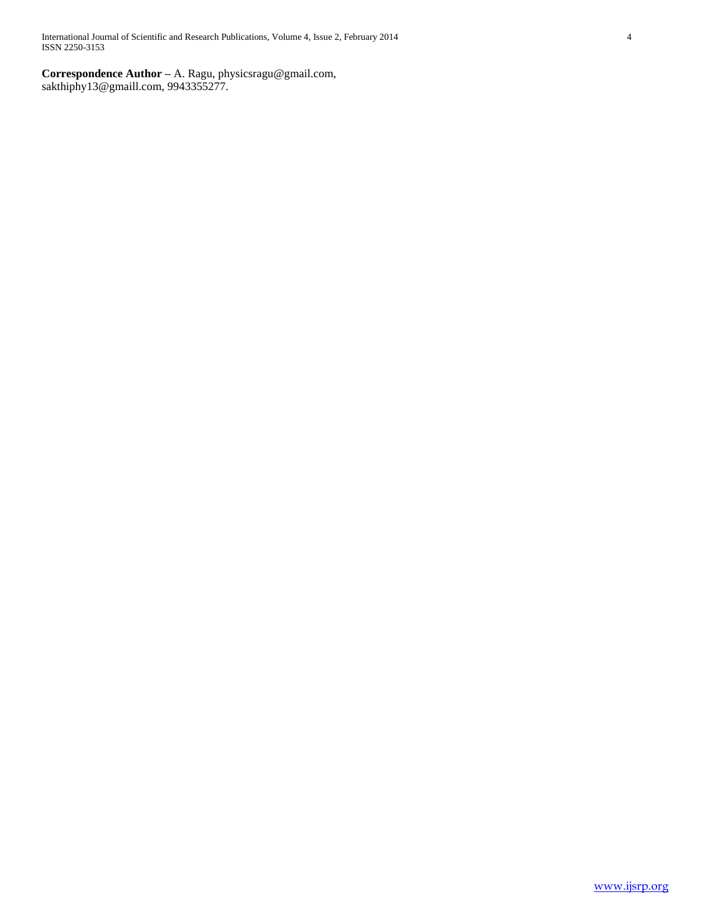**Correspondence Author –** A. Ragu, physicsragu@gmail.com, sakthiphy13@gmaill.com, 9943355277.